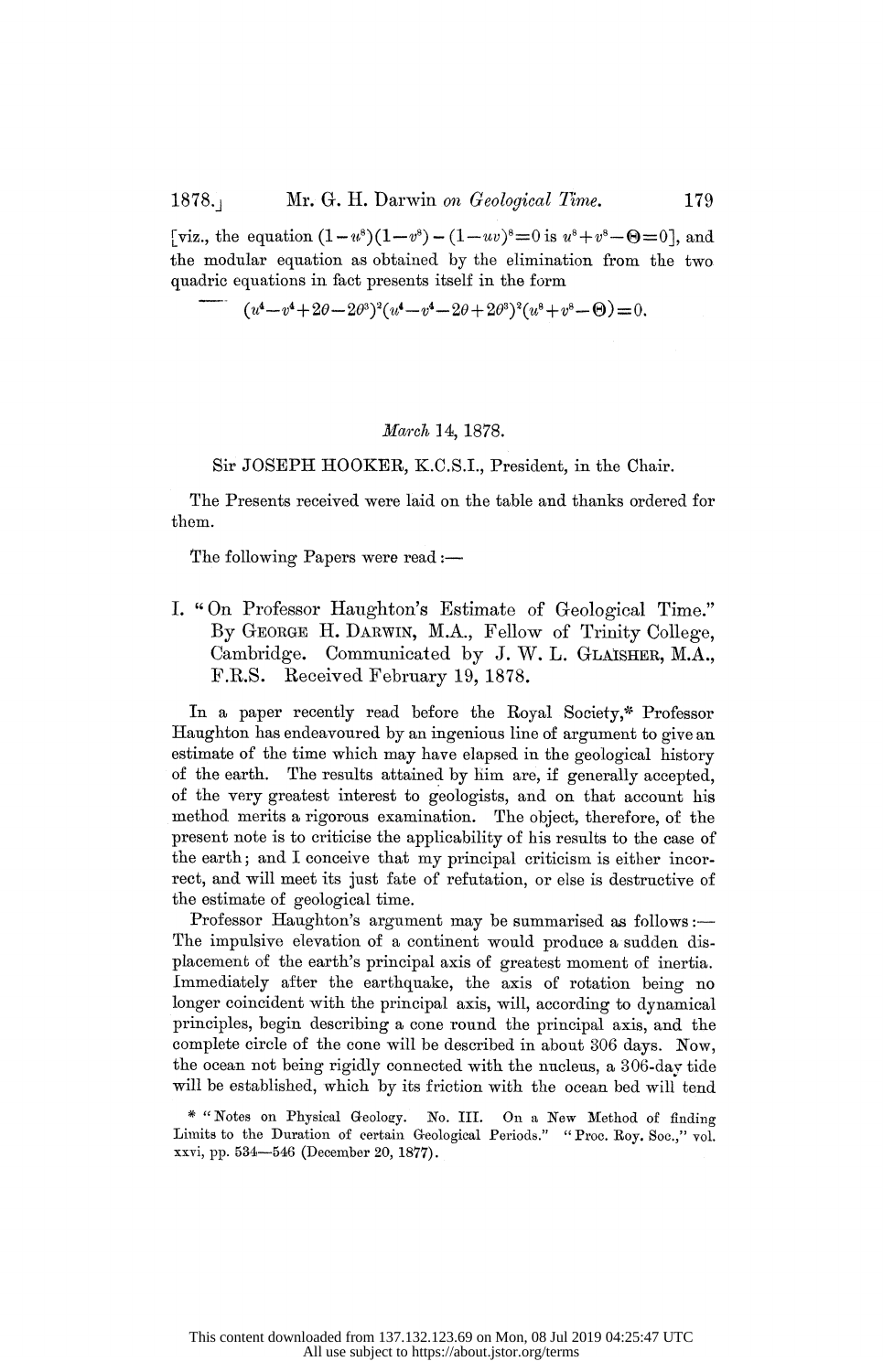[viz., the equation $(1-u^8)(1-v^8)-(1-uv)^8=0$ is $u^8+v^8-\Theta=0$], and the modular equation as obtained by the elimination from the two quadric equations in fact presents itself in the form

$$(u^4-v^4+2\theta-2\theta^3)^2(u^4-v^4-2\theta+2\theta^3)^2(u^8+v^8-\Theta)=0.$$

*March* 14, 1878.

Sir JOSEPH HOOKER, K.C.S.I., President, in the Chair.

The Presents received were laid on the table and thanks ordered for them.

The following Papers were read:—

## I. "On Professor Haughton's Estimate of Geological Time." By GEORGE H. DARWIN, M.A., Fellow of Trinity College, Cambridge. Communicated by J. W. L. GLAISHER, M.A., F.R.S. Received February 19, 1878.

In a paper recently read before the Royal Society,* Professor Haughton has endeavoured by an ingenious line of argument to give an estimate of the time which may have elapsed in the geological history of the earth. The results attained by him are, if generally accepted, of the very greatest interest to geologists, and on that account his method merits a rigorous examination. The object, therefore, of the present note is to criticise the applicability of his results to the case of the earth; and I conceive that my principal criticism is either incorrect, and will meet its just fate of refutation, or else is destructive of the estimate of geological time.

Professor Haughton's argument may be summarised as follows:— The impulsive elevation of a continent would produce a sudden displacement of the earth's principal axis of greatest moment of inertia. Immediately after the earthquake, the axis of rotation being no longer coincident with the principal axis, will, according to dynamical principles, begin describing a cone round the principal axis, and the complete circle of the cone will be described in about 306 days. Now, the ocean not being rigidly connected with the nucleus, a 306-day tide will be established, which by its friction with the ocean bed will tend

\* "Notes on Physical Geology. No. III. On a New Method of finding Limits to the Duration of certain Geological Periods." "Proc. Roy. Soc.," vol. xxvi, pp. 534—546 (December 20, 1877).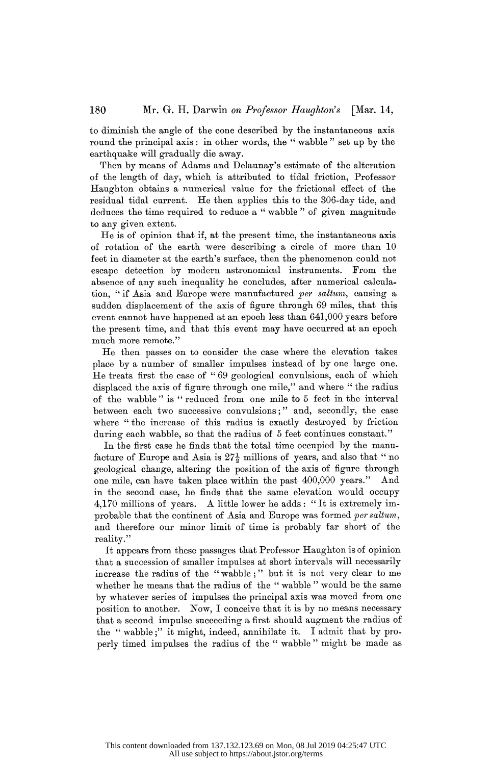to diminish the angle of the cone described by the instantaneous axis round the principal axis: in other words, the "wabble" set up by the earthquake will gradually die away.

Then by means of Adams and Delaunay's estimate of the alteration of the length of day, which is attributed to tidal friction, Professor Haughton obtains a numerical value for the frictional effect of the residual tidal current. He then applies this to the 306-day tide, and deduces the time required to reduce a "wabble" of given magnitude to any given extent.

He is of opinion that if, at the present time, the instantaneous axis of rotation of the earth were describing a circle of more than 10 feet in diameter at the earth's surface, then the phenomenon could not escape detection by modern astronomical instruments. From the absence of any such inequality he concludes, after numerical calculation, "if Asia and Europe were manufactured *per saltum*, causing a sudden displacement of the axis of figure through 69 miles, that this event cannot have happened at an epoch less than 641,000 years before the present time, and that this event may have occurred at an epoch much more remote."

He then passes on to consider the case where the elevation takes place by a number of smaller impulses instead of by one large one. He treats first the case of "69 geological convulsions, each of which displaced the axis of figure through one mile," and where "the radius of the wabble" is "reduced from one mile to 5 feet in the interval between each two successive convulsions;" and, secondly, the case where "the increase of this radius is exactly destroyed by friction during each wabble, so that the radius of 5 feet continues constant."

In the first case he finds that the total time occupied by the manufacture of Europe and Asia is $27\frac{1}{2}$ millions of years, and also that "no geological change, altering the position of the axis of figure through one mile, can have taken place within the past 400,000 years." And in the second case, he finds that the same elevation would occupy 4,170 millions of years. A little lower he adds: "It is extremely improbable that the continent of Asia and Europe was formed *per saltum*, and therefore our minor limit of time is probably far short of the reality."

It appears from these passages that Professor Haughton is of opinion that a succession of smaller impulses at short intervals will necessarily increase the radius of the "wabble;" but it is not very clear to me whether he means that the radius of the "wabble" would be the same by whatever series of impulses the principal axis was moved from one position to another. Now, I conceive that it is by no means necessary that a second impulse succeeding a first should augment the radius of the "wabble;" it might, indeed, annihilate it. I admit that by properly timed impulses the radius of the "wabble" might be made as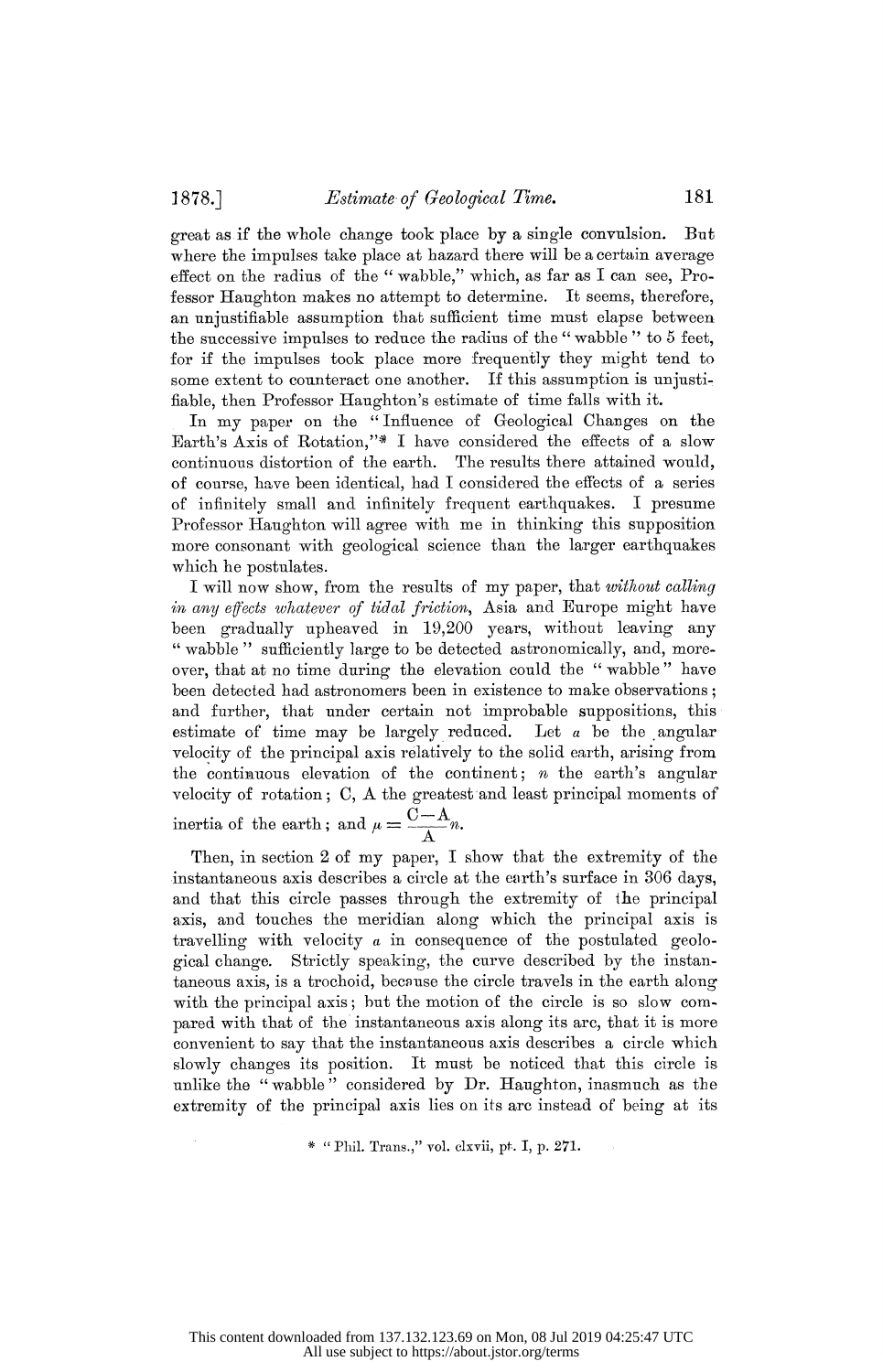great as if the whole change took place by a single convulsion. But where the impulses take place at hazard there will be a certain average effect on the radius of the "wabble," which, as far as I can see, Professor Haughton makes no attempt to determine. It seems, therefore, an unjustifiable assumption that sufficient time must elapse between the successive impulses to reduce the radius of the "wabble" to 5 feet, for if the impulses took place more frequently they might tend to some extent to counteract one another. If this assumption is unjustifiable, then Professor Haughton's estimate of time falls with it.

In my paper on the "Influence of Geological Changes on the Earth's Axis of Rotation,"* I have considered the effects of a slow continuous distortion of the earth. The results there attained would, of course, have been identical, had I considered the effects of a series of infinitely small and infinitely frequent earthquakes. I presume Professor Haughton will agree with me in thinking this supposition more consonant with geological science than the larger earthquakes which he postulates.

I will now show, from the results of my paper, that *without calling in any effects whatever of tidal friction*, Asia and Europe might have been gradually upheaved in 19,200 years, without leaving any "wabble" sufficiently large to be detected astronomically, and, moreover, that at no time during the elevation could the "wabble" have been detected had astronomers been in existence to make observations; and further, that under certain not improbable suppositions, this estimate of time may be largely reduced. Let $a$ be the angular velocity of the principal axis relatively to the solid earth, arising from the continuous elevation of the continent; $n$ the earth's angular velocity of rotation; C, A the greatest and least principal moments of inertia of the earth; and $\mu = \frac{C-A}{A}n$.

Then, in section 2 of my paper, I show that the extremity of the instantaneous axis describes a circle at the earth's surface in 306 days, and that this circle passes through the extremity of the principal axis, and touches the meridian along which the principal axis is travelling with velocity $a$ in consequence of the postulated geological change. Strictly speaking, the curve described by the instantaneous axis, is a trochoid, because the circle travels in the earth along with the principal axis; but the motion of the circle is so slow compared with that of the instantaneous axis along its arc, that it is more convenient to say that the instantaneous axis describes a circle which slowly changes its position. It must be noticed that this circle is unlike the "wabble" considered by Dr. Haughton, inasmuch as the extremity of the principal axis lies on its arc instead of being at its

\* "Phil. Trans.," vol. clxvii, pt. I, p. 271.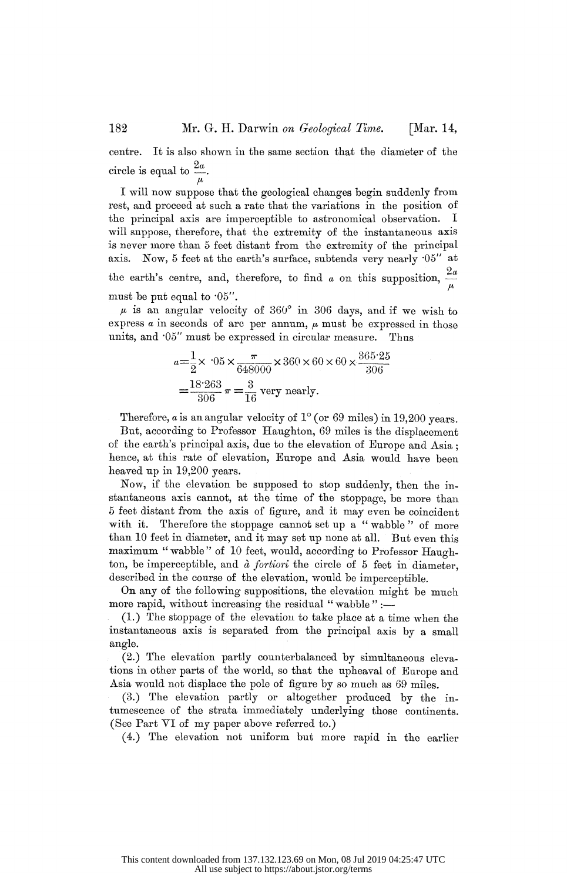centre. It is also shown in the same section that the diameter of the circle is equal to $\frac{2a}{\mu}$.

I will now suppose that the geological changes begin suddenly from rest, and proceed at such a rate that the variations in the position of the principal axis are imperceptible to astronomical observation. I will suppose, therefore, that the extremity of the instantaneous axis is never more than 5 feet distant from the extremity of the principal axis. Now, 5 feet at the earth's surface, subtends very nearly ·05″ at the earth's centre, and, therefore, to find $a$ on this supposition, $\frac{2a}{\mu}$ must be put equal to ·05″.

$\mu$ is an angular velocity of 360° in 306 days, and if we wish to express $a$ in seconds of arc per annum, $\mu$ must be expressed in those units, and ·05″ must be expressed in circular measure. Thus

$$a = \frac{1}{2} \times \cdot 05 \times \frac{\pi}{648000} \times 360 \times 60 \times 60 \times \frac{365 \cdot 25}{306}$$

$$= \frac{18 \cdot 263}{306}\pi = \frac{3}{16} \text{ very nearly.}$$

Therefore, $a$ is an angular velocity of 1° (or 69 miles) in 19,200 years.

But, according to Professor Haughton, 69 miles is the displacement of the earth's principal axis, due to the elevation of Europe and Asia; hence, at this rate of elevation, Europe and Asia would have been heaved up in 19,200 years.

Now, if the elevation be supposed to stop suddenly, then the instantaneous axis cannot, at the time of the stoppage, be more than 5 feet distant from the axis of figure, and it may even be coincident with it. Therefore the stoppage cannot set up a "wabble" of more than 10 feet in diameter, and it may set up none at all. But even this maximum "wabble" of 10 feet, would, according to Professor Haughton, be imperceptible, and *à fortiori* the circle of 5 feet in diameter, described in the course of the elevation, would be imperceptible.

On any of the following suppositions, the elevation might be much more rapid, without increasing the residual "wabble":—

(1.) The stoppage of the elevation to take place at a time when the instantaneous axis is separated from the principal axis by a small angle.

(2.) The elevation partly counterbalanced by simultaneous elevations in other parts of the world, so that the upheaval of Europe and Asia would not displace the pole of figure by so much as 69 miles.

(3.) The elevation partly or altogether produced by the intumescence of the strata immediately underlying those continents. (See Part VI of my paper above referred to.)

(4.) The elevation not uniform but more rapid in the earlier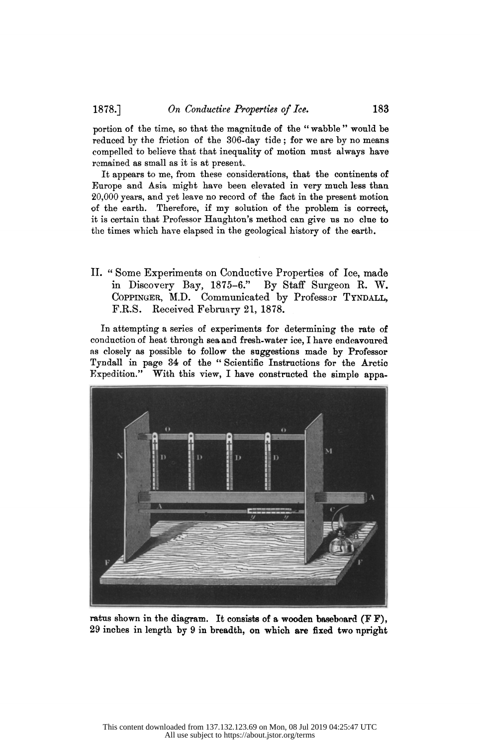portion of the time, so that the magnitude of the "wabble" would be reduced by the friction of the 306-day tide; for we are by no means compelled to believe that that inequality of motion must always have remained as small as it is at present.

It appears to me, from these considerations, that the continents of Europe and Asia might have been elevated in very much less than 20,000 years, and yet leave no record of the fact in the present motion of the earth. Therefore, if my solution of the problem is correct, it is certain that Professor Haughton's method can give us no clue to the times which have elapsed in the geological history of the earth.

## II. "Some Experiments on Conductive Properties of Ice, made in Discovery Bay, 1875–6." By Staff Surgeon R. W. Coppinger, M.D. Communicated by Professor Tyndall, F.R.S. Received February 21, 1878.

In attempting a series of experiments for determining the rate of conduction of heat through sea and fresh-water ice, I have endeavoured as closely as possible to follow the suggestions made by Professor Tyndall in page 34 of the "Scientific Instructions for the Arctic Expedition." With this view, I have constructed the simple apparatus shown in the diagram. It consists of a wooden baseboard (F F), 29 inches in length by 9 in breadth, on which are fixed two upright